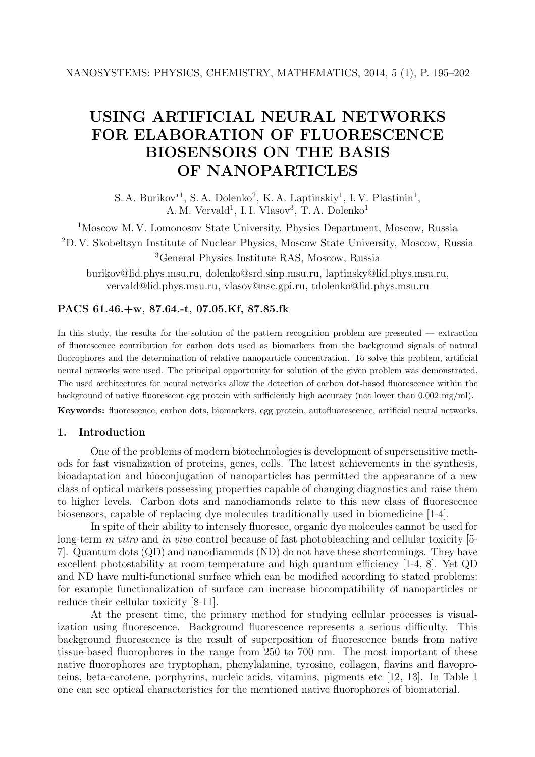# USING ARTIFICIAL NEURAL NETWORKS FOR ELABORATION OF FLUORESCENCE BIOSENSORS ON THE BASIS OF NANOPARTICLES

S. A. Burikov*[1], S. A. Dolenko[2], K. A. Laptinskiy[1], I. V. Plastinin[1], A. M. Vervald[1], I. I. Vlasov[3], T. A. Dolenko[1]

[1]Moscow M. V. Lomonosov State University, Physics Department, Moscow, Russia

[2]D. V. Skobeltsyn Institute of Nuclear Physics, Moscow State University, Moscow, Russia

[3]General Physics Institute RAS, Moscow, Russia

burikov@lid.phys.msu.ru, dolenko@srd.sinp.msu.ru, laptinsky@lid.phys.msu.ru, vervald@lid.phys.msu.ru, vlasov@nsc.gpi.ru, tdolenko@lid.phys.msu.ru

**PACS 61.46.+w, 87.64.-t, 07.05.Kf, 87.85.fk**

In this study, the results for the solution of the pattern recognition problem are presented — extraction of fluorescence contribution for carbon dots used as biomarkers from the background signals of natural fluorophores and the determination of relative nanoparticle concentration. To solve this problem, artificial neural networks were used. The principal opportunity for solution of the given problem was demonstrated. The used architectures for neural networks allow the detection of carbon dot-based fluorescence within the background of native fluorescent egg protein with sufficiently high accuracy (not lower than 0.002 mg/ml).

**Keywords:** fluorescence, carbon dots, biomarkers, egg protein, autofluorescence, artificial neural networks.

## 1. Introduction

One of the problems of modern biotechnologies is development of supersensitive methods for fast visualization of proteins, genes, cells. The latest achievements in the synthesis, bioadaptation and bioconjugation of nanoparticles has permitted the appearance of a new class of optical markers possessing properties capable of changing diagnostics and raise them to higher levels. Carbon dots and nanodiamonds relate to this new class of fluorescence biosensors, capable of replacing dye molecules traditionally used in biomedicine [1-4].

In spite of their ability to intensely fluoresce, organic dye molecules cannot be used for long-term *in vitro* and *in vivo* control because of fast photobleaching and cellular toxicity [5-7]. Quantum dots (QD) and nanodiamonds (ND) do not have these shortcomings. They have excellent photostability at room temperature and high quantum efficiency [1-4, 8]. Yet QD and ND have multi-functional surface which can be modified according to stated problems: for example functionalization of surface can increase biocompatibility of nanoparticles or reduce their cellular toxicity [8-11].

At the present time, the primary method for studying cellular processes is visualization using fluorescence. Background fluorescence represents a serious difficulty. This background fluorescence is the result of superposition of fluorescence bands from native tissue-based fluorophores in the range from 250 to 700 nm. The most important of these native fluorophores are tryptophan, phenylalanine, tyrosine, collagen, flavins and flavoproteins, beta-carotene, porphyrins, nucleic acids, vitamins, pigments etc [12, 13]. In Table 1 one can see optical characteristics for the mentioned native fluorophores of biomaterial.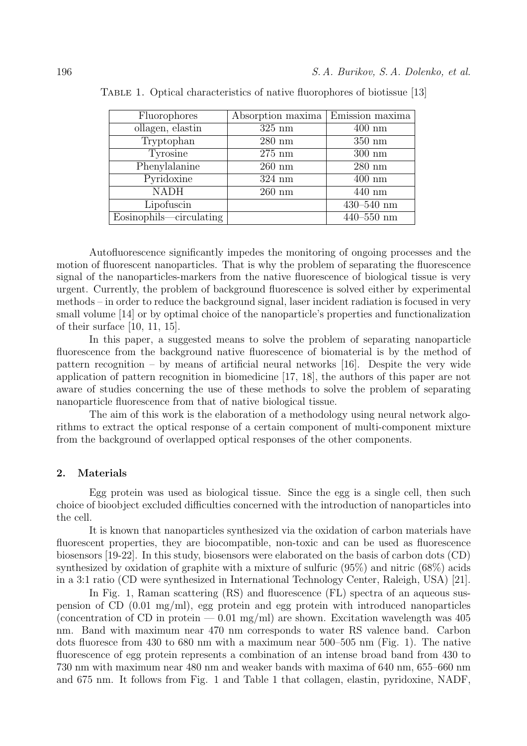Table 1. Optical characteristics of native fluorophores of biotissue [13]

| Fluorophores | Absorption maxima | Emission maxima |
|---|---|---|
| ollagen, elastin | 325 nm | 400 nm |
| Tryptophan | 280 nm | 350 nm |
| Tyrosine | 275 nm | 300 nm |
| Phenylalanine | 260 nm | 280 nm |
| Pyridoxine | 324 nm | 400 nm |
| NADH | 260 nm | 440 nm |
| Lipofuscin | | 430–540 nm |
| Eosinophils—circulating | | 440–550 nm |

Autofluorescence significantly impedes the monitoring of ongoing processes and the motion of fluorescent nanoparticles. That is why the problem of separating the fluorescence signal of the nanoparticles-markers from the native fluorescence of biological tissue is very urgent. Currently, the problem of background fluorescence is solved either by experimental methods – in order to reduce the background signal, laser incident radiation is focused in very small volume [14] or by optimal choice of the nanoparticle's properties and functionalization of their surface [10, 11, 15].

In this paper, a suggested means to solve the problem of separating nanoparticle fluorescence from the background native fluorescence of biomaterial is by the method of pattern recognition – by means of artificial neural networks [16]. Despite the very wide application of pattern recognition in biomedicine [17, 18], the authors of this paper are not aware of studies concerning the use of these methods to solve the problem of separating nanoparticle fluorescence from that of native biological tissue.

The aim of this work is the elaboration of a methodology using neural network algorithms to extract the optical response of a certain component of multi-component mixture from the background of overlapped optical responses of the other components.

## 2. Materials

Egg protein was used as biological tissue. Since the egg is a single cell, then such choice of bioobject excluded difficulties concerned with the introduction of nanoparticles into the cell.

It is known that nanoparticles synthesized via the oxidation of carbon materials have fluorescent properties, they are biocompatible, non-toxic and can be used as fluorescence biosensors [19-22]. In this study, biosensors were elaborated on the basis of carbon dots (CD) synthesized by oxidation of graphite with a mixture of sulfuric (95%) and nitric (68%) acids in a 3:1 ratio (CD were synthesized in International Technology Center, Raleigh, USA) [21].

In Fig. 1, Raman scattering (RS) and fluorescence (FL) spectra of an aqueous suspension of CD (0.01 mg/ml), egg protein and egg protein with introduced nanoparticles (concentration of CD in protein — 0.01 mg/ml) are shown. Excitation wavelength was 405 nm. Band with maximum near 470 nm corresponds to water RS valence band. Carbon dots fluoresce from 430 to 680 nm with a maximum near 500–505 nm (Fig. 1). The native fluorescence of egg protein represents a combination of an intense broad band from 430 to 730 nm with maximum near 480 nm and weaker bands with maxima of 640 nm, 655–660 nm and 675 nm. It follows from Fig. 1 and Table 1 that collagen, elastin, pyridoxine, NADF,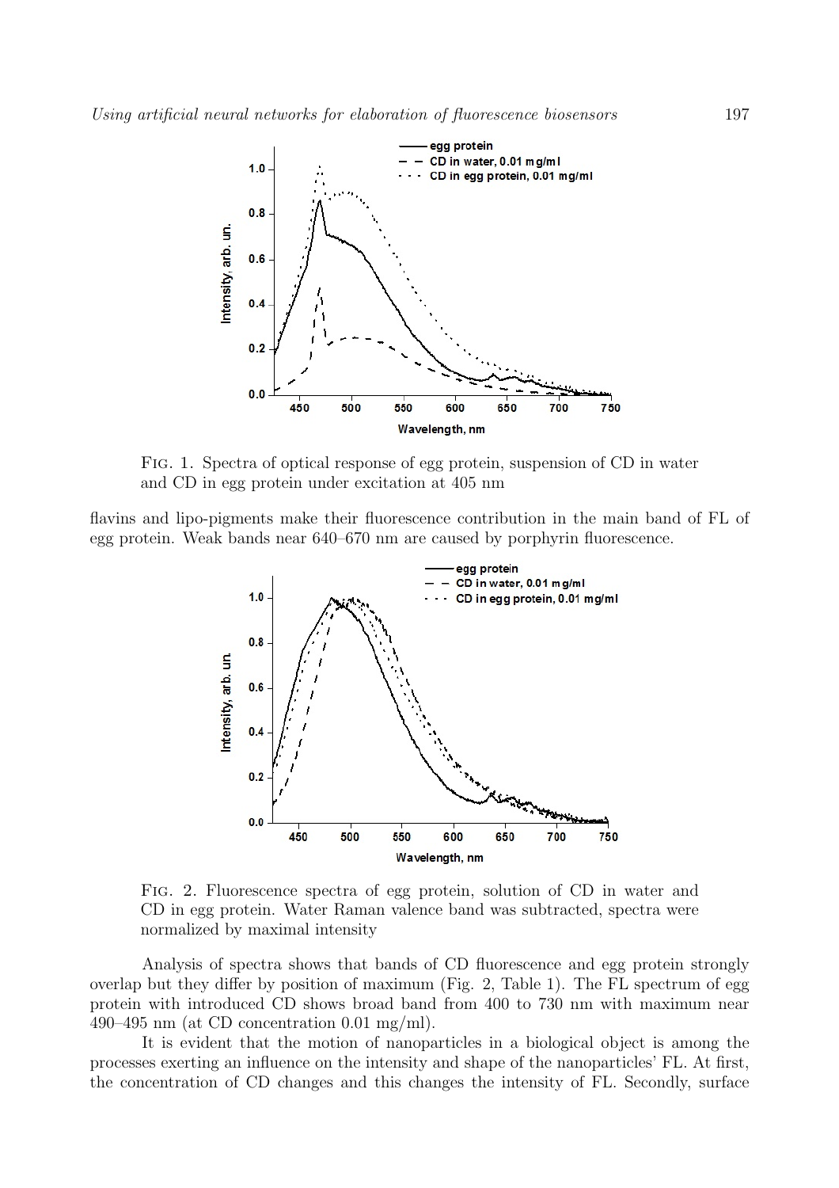Fig. 1. Spectra of optical response of egg protein, suspension of CD in water and CD in egg protein under excitation at 405 nm

flavins and lipo-pigments make their fluorescence contribution in the main band of FL of egg protein. Weak bands near 640–670 nm are caused by porphyrin fluorescence.

Fig. 2. Fluorescence spectra of egg protein, solution of CD in water and CD in egg protein. Water Raman valence band was subtracted, spectra were normalized by maximal intensity

Analysis of spectra shows that bands of CD fluorescence and egg protein strongly overlap but they differ by position of maximum (Fig. 2, Table 1). The FL spectrum of egg protein with introduced CD shows broad band from 400 to 730 nm with maximum near 490–495 nm (at CD concentration 0.01 mg/ml).

It is evident that the motion of nanoparticles in a biological object is among the processes exerting an influence on the intensity and shape of the nanoparticles' FL. At first, the concentration of CD changes and this changes the intensity of FL. Secondly, surface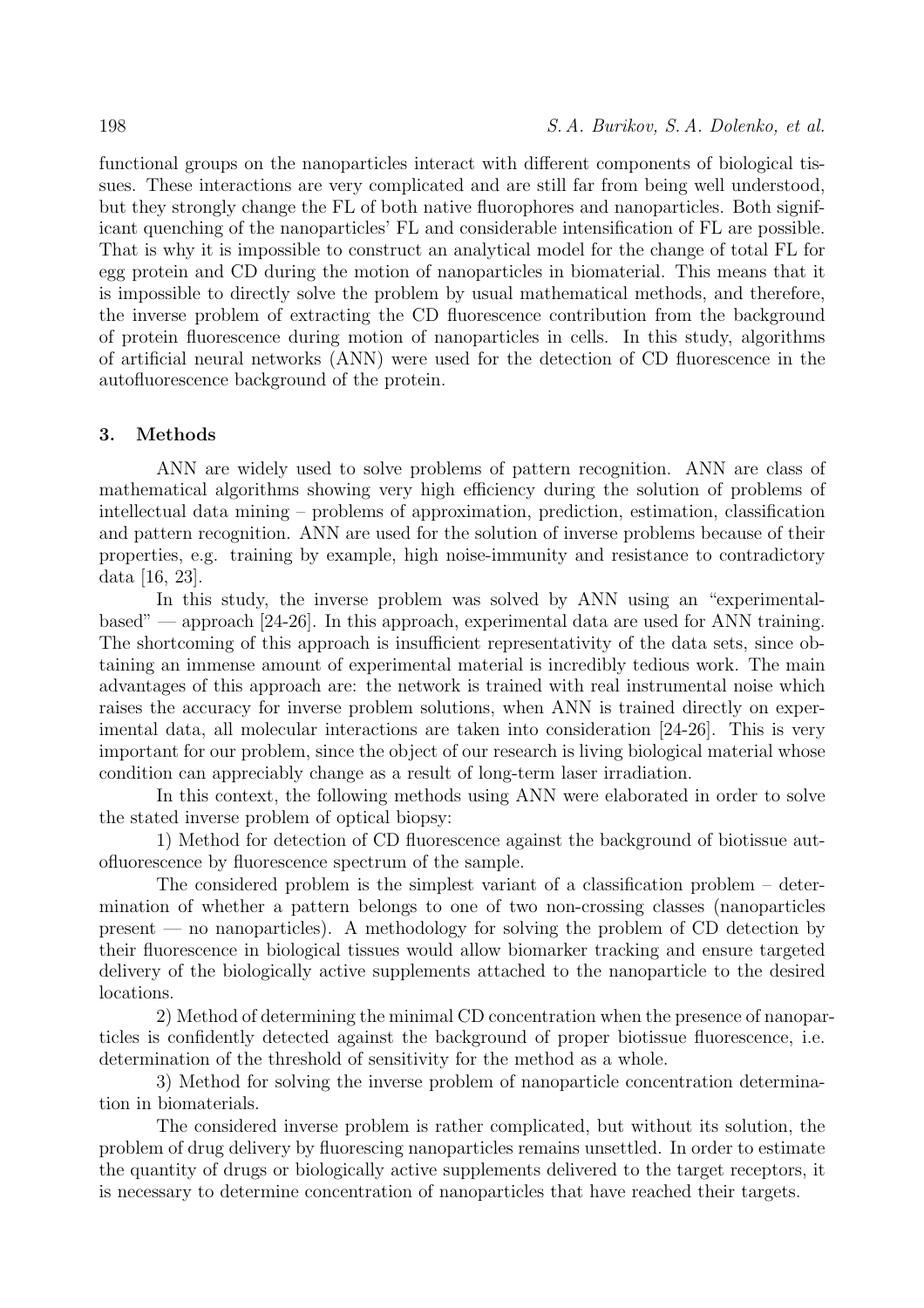functional groups on the nanoparticles interact with different components of biological tissues. These interactions are very complicated and are still far from being well understood, but they strongly change the FL of both native fluorophores and nanoparticles. Both significant quenching of the nanoparticles' FL and considerable intensification of FL are possible. That is why it is impossible to construct an analytical model for the change of total FL for egg protein and CD during the motion of nanoparticles in biomaterial. This means that it is impossible to directly solve the problem by usual mathematical methods, and therefore, the inverse problem of extracting the CD fluorescence contribution from the background of protein fluorescence during motion of nanoparticles in cells. In this study, algorithms of artificial neural networks (ANN) were used for the detection of CD fluorescence in the autofluorescence background of the protein.

## 3. Methods

ANN are widely used to solve problems of pattern recognition. ANN are class of mathematical algorithms showing very high efficiency during the solution of problems of intellectual data mining – problems of approximation, prediction, estimation, classification and pattern recognition. ANN are used for the solution of inverse problems because of their properties, e.g. training by example, high noise-immunity and resistance to contradictory data [16, 23].

In this study, the inverse problem was solved by ANN using an "experimental-based" — approach [24-26]. In this approach, experimental data are used for ANN training. The shortcoming of this approach is insufficient representativity of the data sets, since obtaining an immense amount of experimental material is incredibly tedious work. The main advantages of this approach are: the network is trained with real instrumental noise which raises the accuracy for inverse problem solutions, when ANN is trained directly on experimental data, all molecular interactions are taken into consideration [24-26]. This is very important for our problem, since the object of our research is living biological material whose condition can appreciably change as a result of long-term laser irradiation.

In this context, the following methods using ANN were elaborated in order to solve the stated inverse problem of optical biopsy:

1) Method for detection of CD fluorescence against the background of biotissue autofluorescence by fluorescence spectrum of the sample.

The considered problem is the simplest variant of a classification problem – determination of whether a pattern belongs to one of two non-crossing classes (nanoparticles present — no nanoparticles). A methodology for solving the problem of CD detection by their fluorescence in biological tissues would allow biomarker tracking and ensure targeted delivery of the biologically active supplements attached to the nanoparticle to the desired locations.

2) Method of determining the minimal CD concentration when the presence of nanoparticles is confidently detected against the background of proper biotissue fluorescence, i.e. determination of the threshold of sensitivity for the method as a whole.

3) Method for solving the inverse problem of nanoparticle concentration determination in biomaterials.

The considered inverse problem is rather complicated, but without its solution, the problem of drug delivery by fluorescing nanoparticles remains unsettled. In order to estimate the quantity of drugs or biologically active supplements delivered to the target receptors, it is necessary to determine concentration of nanoparticles that have reached their targets.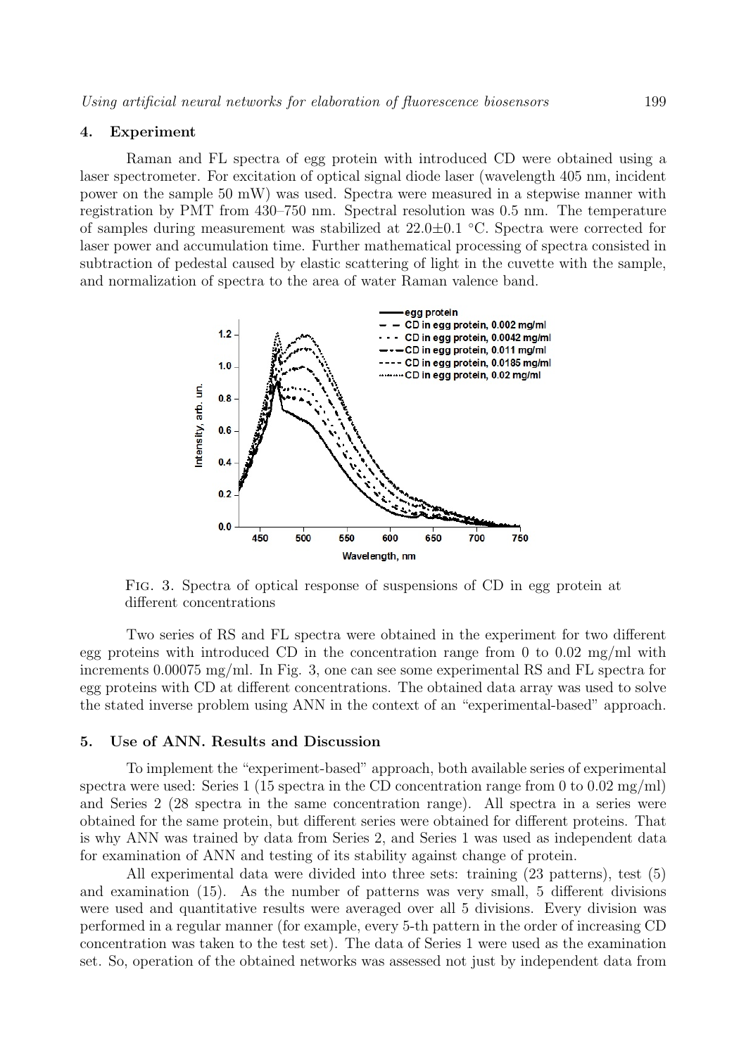## 4. Experiment

Raman and FL spectra of egg protein with introduced CD were obtained using a laser spectrometer. For excitation of optical signal diode laser (wavelength 405 nm, incident power on the sample 50 mW) was used. Spectra were measured in a stepwise manner with registration by PMT from 430–750 nm. Spectral resolution was 0.5 nm. The temperature of samples during measurement was stabilized at 22.0±0.1 °C. Spectra were corrected for laser power and accumulation time. Further mathematical processing of spectra consisted in subtraction of pedestal caused by elastic scattering of light in the cuvette with the sample, and normalization of spectra to the area of water Raman valence band.

FIG. 3. Spectra of optical response of suspensions of CD in egg protein at different concentrations

Two series of RS and FL spectra were obtained in the experiment for two different egg proteins with introduced CD in the concentration range from 0 to 0.02 mg/ml with increments 0.00075 mg/ml. In Fig. 3, one can see some experimental RS and FL spectra for egg proteins with CD at different concentrations. The obtained data array was used to solve the stated inverse problem using ANN in the context of an "experimental-based" approach.

## 5. Use of ANN. Results and Discussion

To implement the "experiment-based" approach, both available series of experimental spectra were used: Series 1 (15 spectra in the CD concentration range from 0 to 0.02 mg/ml) and Series 2 (28 spectra in the same concentration range). All spectra in a series were obtained for the same protein, but different series were obtained for different proteins. That is why ANN was trained by data from Series 2, and Series 1 was used as independent data for examination of ANN and testing of its stability against change of protein.

All experimental data were divided into three sets: training (23 patterns), test (5) and examination (15). As the number of patterns was very small, 5 different divisions were used and quantitative results were averaged over all 5 divisions. Every division was performed in a regular manner (for example, every 5-th pattern in the order of increasing CD concentration was taken to the test set). The data of Series 1 were used as the examination set. So, operation of the obtained networks was assessed not just by independent data from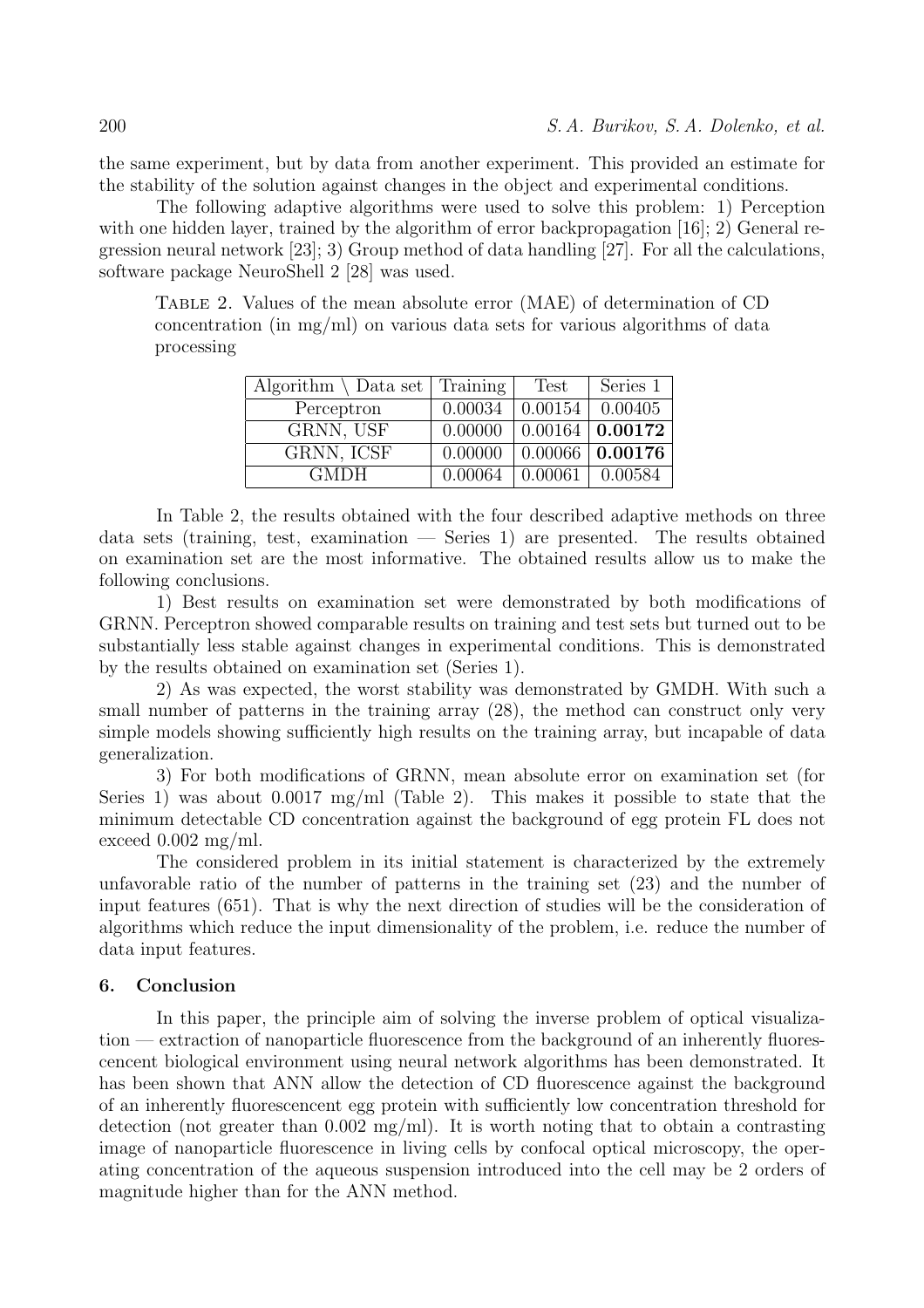the same experiment, but by data from another experiment. This provided an estimate for the stability of the solution against changes in the object and experimental conditions.

The following adaptive algorithms were used to solve this problem: 1) Perception with one hidden layer, trained by the algorithm of error backpropagation [16]; 2) General regression neural network [23]; 3) Group method of data handling [27]. For all the calculations, software package NeuroShell 2 [28] was used.

Table 2. Values of the mean absolute error (MAE) of determination of CD concentration (in mg/ml) on various data sets for various algorithms of data processing

| Algorithm \ Data set | Training | Test | Series 1 |
|---|---|---|---|
| Perceptron | 0.00034 | 0.00154 | 0.00405 |
| GRNN, USF | 0.00000 | 0.00164 | **0.00172** |
| GRNN, ICSF | 0.00000 | 0.00066 | **0.00176** |
| GMDH | 0.00064 | 0.00061 | 0.00584 |

In Table 2, the results obtained with the four described adaptive methods on three data sets (training, test, examination — Series 1) are presented. The results obtained on examination set are the most informative. The obtained results allow us to make the following conclusions.

1) Best results on examination set were demonstrated by both modifications of GRNN. Perceptron showed comparable results on training and test sets but turned out to be substantially less stable against changes in experimental conditions. This is demonstrated by the results obtained on examination set (Series 1).

2) As was expected, the worst stability was demonstrated by GMDH. With such a small number of patterns in the training array (28), the method can construct only very simple models showing sufficiently high results on the training array, but incapable of data generalization.

3) For both modifications of GRNN, mean absolute error on examination set (for Series 1) was about 0.0017 mg/ml (Table 2). This makes it possible to state that the minimum detectable CD concentration against the background of egg protein FL does not exceed 0.002 mg/ml.

The considered problem in its initial statement is characterized by the extremely unfavorable ratio of the number of patterns in the training set (23) and the number of input features (651). That is why the next direction of studies will be the consideration of algorithms which reduce the input dimensionality of the problem, i.e. reduce the number of data input features.

## 6. Conclusion

In this paper, the principle aim of solving the inverse problem of optical visualization — extraction of nanoparticle fluorescence from the background of an inherently fluorescencent biological environment using neural network algorithms has been demonstrated. It has been shown that ANN allow the detection of CD fluorescence against the background of an inherently fluorescencent egg protein with sufficiently low concentration threshold for detection (not greater than 0.002 mg/ml). It is worth noting that to obtain a contrasting image of nanoparticle fluorescence in living cells by confocal optical microscopy, the operating concentration of the aqueous suspension introduced into the cell may be 2 orders of magnitude higher than for the ANN method.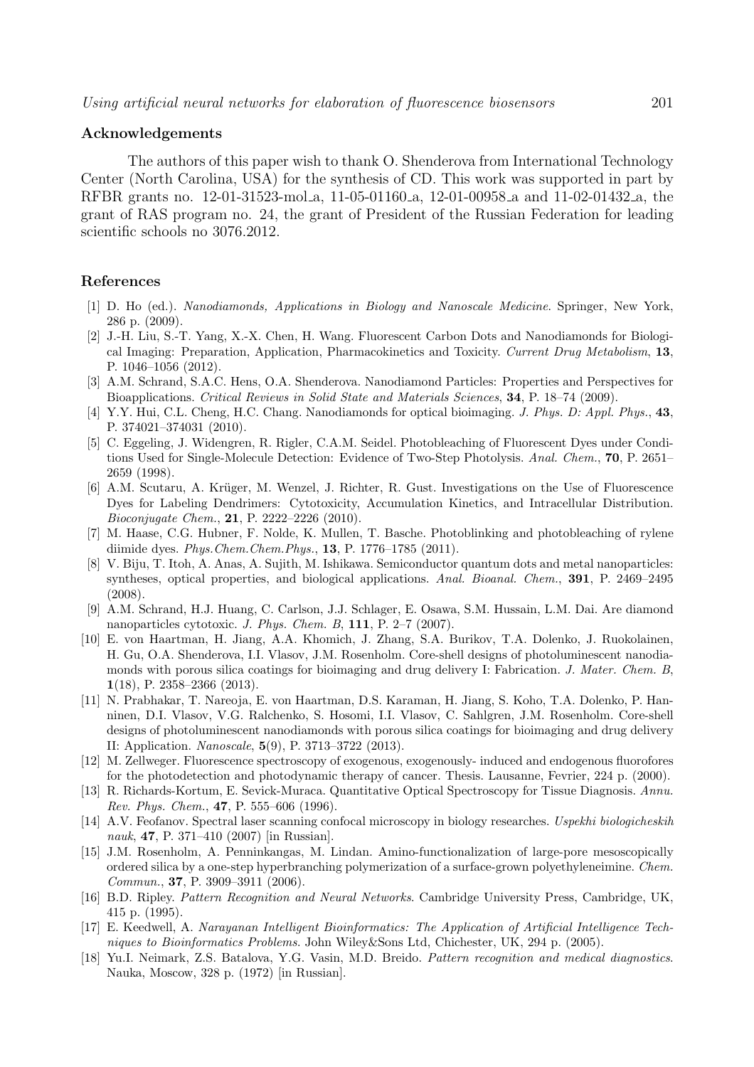## Acknowledgements

The authors of this paper wish to thank O. Shenderova from International Technology Center (North Carolina, USA) for the synthesis of CD. This work was supported in part by RFBR grants no. 12-01-31523-mol_a, 11-05-01160_a, 12-01-00958_a and 11-02-01432_a, the grant of RAS program no. 24, the grant of President of the Russian Federation for leading scientific schools no 3076.2012.

## References

[1] D. Ho (ed.). *Nanodiamonds, Applications in Biology and Nanoscale Medicine*. Springer, New York, 286 p. (2009).

[2] J.-H. Liu, S.-T. Yang, X.-X. Chen, H. Wang. Fluorescent Carbon Dots and Nanodiamonds for Biological Imaging: Preparation, Application, Pharmacokinetics and Toxicity. *Current Drug Metabolism*, **13**, P. 1046–1056 (2012).

[3] A.M. Schrand, S.A.C. Hens, O.A. Shenderova. Nanodiamond Particles: Properties and Perspectives for Bioapplications. *Critical Reviews in Solid State and Materials Sciences*, **34**, P. 18–74 (2009).

[4] Y.Y. Hui, C.L. Cheng, H.C. Chang. Nanodiamonds for optical bioimaging. *J. Phys. D: Appl. Phys.*, **43**, P. 374021–374031 (2010).

[5] C. Eggeling, J. Widengren, R. Rigler, C.A.M. Seidel. Photobleaching of Fluorescent Dyes under Conditions Used for Single-Molecule Detection: Evidence of Two-Step Photolysis. *Anal. Chem.*, **70**, P. 2651–2659 (1998).

[6] A.M. Scutaru, A. Krüger, M. Wenzel, J. Richter, R. Gust. Investigations on the Use of Fluorescence Dyes for Labeling Dendrimers: Cytotoxicity, Accumulation Kinetics, and Intracellular Distribution. *Bioconjugate Chem.*, **21**, P. 2222–2226 (2010).

[7] M. Haase, C.G. Hubner, F. Nolde, K. Mullen, T. Basche. Photoblinking and photobleaching of rylene diimide dyes. *Phys.Chem.Chem.Phys.*, **13**, P. 1776–1785 (2011).

[8] V. Biju, T. Itoh, A. Anas, A. Sujith, M. Ishikawa. Semiconductor quantum dots and metal nanoparticles: syntheses, optical properties, and biological applications. *Anal. Bioanal. Chem.*, **391**, P. 2469–2495 (2008).

[9] A.M. Schrand, H.J. Huang, C. Carlson, J.J. Schlager, E. Osawa, S.M. Hussain, L.M. Dai. Are diamond nanoparticles cytotoxic. *J. Phys. Chem. B*, **111**, P. 2–7 (2007).

[10] E. von Haartman, H. Jiang, A.A. Khomich, J. Zhang, S.A. Burikov, T.A. Dolenko, J. Ruokolainen, H. Gu, O.A. Shenderova, I.I. Vlasov, J.M. Rosenholm. Core-shell designs of photoluminescent nanodiamonds with porous silica coatings for bioimaging and drug delivery I: Fabrication. *J. Mater. Chem. B*, **1**(18), P. 2358–2366 (2013).

[11] N. Prabhakar, T. Nareoja, E. von Haartman, D.S. Karaman, H. Jiang, S. Koho, T.A. Dolenko, P. Hanninen, D.I. Vlasov, V.G. Ralchenko, S. Hosomi, I.I. Vlasov, C. Sahlgren, J.M. Rosenholm. Core-shell designs of photoluminescent nanodiamonds with porous silica coatings for bioimaging and drug delivery II: Application. *Nanoscale*, **5**(9), P. 3713–3722 (2013).

[12] M. Zellweger. Fluorescence spectroscopy of exogenous, exogenously- induced and endogenous fluorofores for the photodetection and photodynamic therapy of cancer. Thesis. Lausanne, Fevrier, 224 p. (2000).

[13] R. Richards-Kortum, E. Sevick-Muraca. Quantitative Optical Spectroscopy for Tissue Diagnosis. *Annu. Rev. Phys. Chem.*, **47**, P. 555–606 (1996).

[14] A.V. Feofanov. Spectral laser scanning confocal microscopy in biology researches. *Uspekhi biologicheskih nauk*, **47**, P. 371–410 (2007) [in Russian].

[15] J.M. Rosenholm, A. Penninkangas, M. Lindan. Amino-functionalization of large-pore mesoscopically ordered silica by a one-step hyperbranching polymerization of a surface-grown polyethyleneimine. *Chem. Commun.*, **37**, P. 3909–3911 (2006).

[16] B.D. Ripley. *Pattern Recognition and Neural Networks*. Cambridge University Press, Cambridge, UK, 415 p. (1995).

[17] E. Keedwell, A. *Narayanan Intelligent Bioinformatics: The Application of Artificial Intelligence Techniques to Bioinformatics Problems*. John Wiley&Sons Ltd, Chichester, UK, 294 p. (2005).

[18] Yu.I. Neimark, Z.S. Batalova, Y.G. Vasin, M.D. Breido. *Pattern recognition and medical diagnostics*. Nauka, Moscow, 328 p. (1972) [in Russian].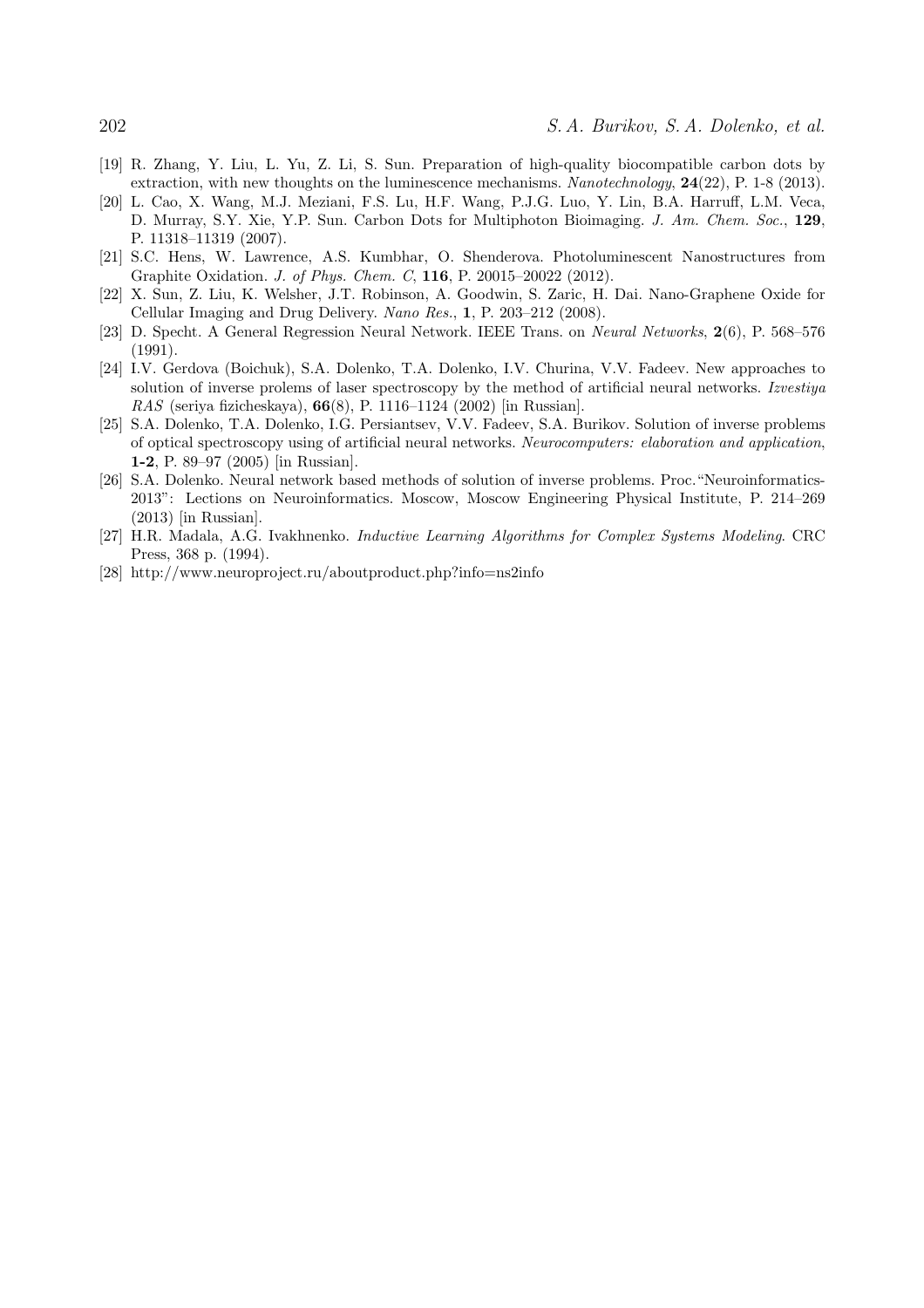[19] R. Zhang, Y. Liu, L. Yu, Z. Li, S. Sun. Preparation of high-quality biocompatible carbon dots by extraction, with new thoughts on the luminescence mechanisms. *Nanotechnology*, **24**(22), P. 1-8 (2013).

[20] L. Cao, X. Wang, M.J. Meziani, F.S. Lu, H.F. Wang, P.J.G. Luo, Y. Lin, B.A. Harruff, L.M. Veca, D. Murray, S.Y. Xie, Y.P. Sun. Carbon Dots for Multiphoton Bioimaging. *J. Am. Chem. Soc.*, **129**, P. 11318–11319 (2007).

[21] S.C. Hens, W. Lawrence, A.S. Kumbhar, O. Shenderova. Photoluminescent Nanostructures from Graphite Oxidation. *J. of Phys. Chem. C*, **116**, P. 20015–20022 (2012).

[22] X. Sun, Z. Liu, K. Welsher, J.T. Robinson, A. Goodwin, S. Zaric, H. Dai. Nano-Graphene Oxide for Cellular Imaging and Drug Delivery. *Nano Res.*, **1**, P. 203–212 (2008).

[23] D. Specht. A General Regression Neural Network. IEEE Trans. on *Neural Networks*, **2**(6), P. 568–576 (1991).

[24] I.V. Gerdova (Boichuk), S.A. Dolenko, T.A. Dolenko, I.V. Churina, V.V. Fadeev. New approaches to solution of inverse prolems of laser spectroscopy by the method of artificial neural networks. *Izvestiya RAS* (seriya fizicheskaya), **66**(8), P. 1116–1124 (2002) [in Russian].

[25] S.A. Dolenko, T.A. Dolenko, I.G. Persiantsev, V.V. Fadeev, S.A. Burikov. Solution of inverse problems of optical spectroscopy using of artificial neural networks. *Neurocomputers: elaboration and application*, **1-2**, P. 89–97 (2005) [in Russian].

[26] S.A. Dolenko. Neural network based methods of solution of inverse problems. Proc. "Neuroinformatics-2013": Lections on Neuroinformatics. Moscow, Moscow Engineering Physical Institute, P. 214–269 (2013) [in Russian].

[27] H.R. Madala, A.G. Ivakhnenko. *Inductive Learning Algorithms for Complex Systems Modeling*. CRC Press, 368 p. (1994).

[28] http://www.neuroproject.ru/aboutproduct.php?info=ns2info